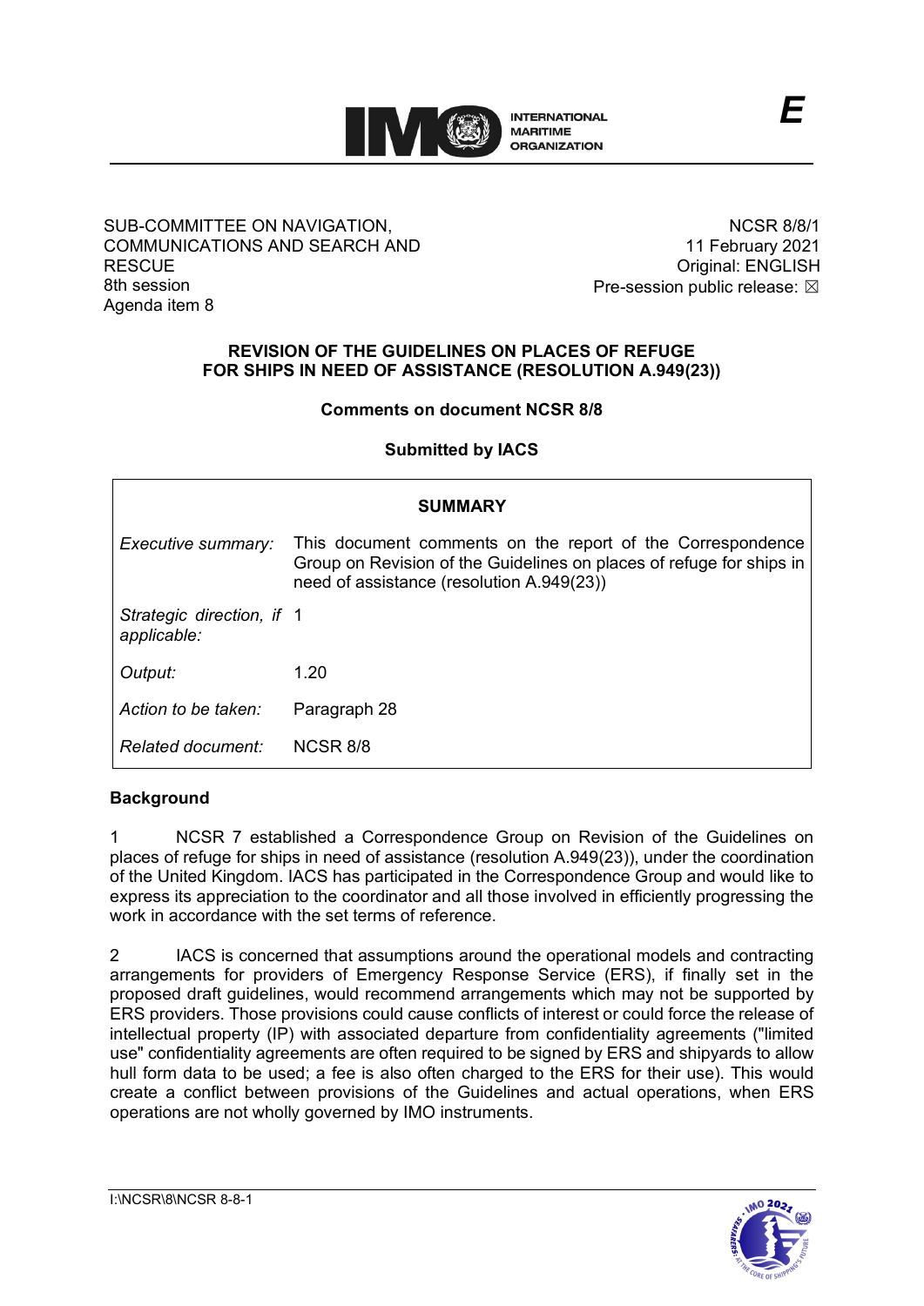INTERNATIONAL MARITIME ORGANIZATION

E

SUB-COMMITTEE ON NAVIGATION, COMMUNICATIONS AND SEARCH AND RESCUE
8th session
Agenda item 8

NCSR 8/8/1
11 February 2021
Original: ENGLISH
Pre-session public release: ☒

# REVISION OF THE GUIDELINES ON PLACES OF REFUGE FOR SHIPS IN NEED OF ASSISTANCE (RESOLUTION A.949(23))

**Comments on document NCSR 8/8**

**Submitted by IACS**

| SUMMARY | |
|---|---|
| *Executive summary:* | This document comments on the report of the Correspondence Group on Revision of the Guidelines on places of refuge for ships in need of assistance (resolution A.949(23)) |
| *Strategic direction, if applicable:* | 1 |
| *Output:* | 1.20 |
| *Action to be taken:* | Paragraph 28 |
| *Related document:* | NCSR 8/8 |

## Background

1 NCSR 7 established a Correspondence Group on Revision of the Guidelines on places of refuge for ships in need of assistance (resolution A.949(23)), under the coordination of the United Kingdom. IACS has participated in the Correspondence Group and would like to express its appreciation to the coordinator and all those involved in efficiently progressing the work in accordance with the set terms of reference.

2 IACS is concerned that assumptions around the operational models and contracting arrangements for providers of Emergency Response Service (ERS), if finally set in the proposed draft guidelines, would recommend arrangements which may not be supported by ERS providers. Those provisions could cause conflicts of interest or could force the release of intellectual property (IP) with associated departure from confidentiality agreements ("limited use" confidentiality agreements are often required to be signed by ERS and shipyards to allow hull form data to be used; a fee is also often charged to the ERS for their use). This would create a conflict between provisions of the Guidelines and actual operations, when ERS operations are not wholly governed by IMO instruments.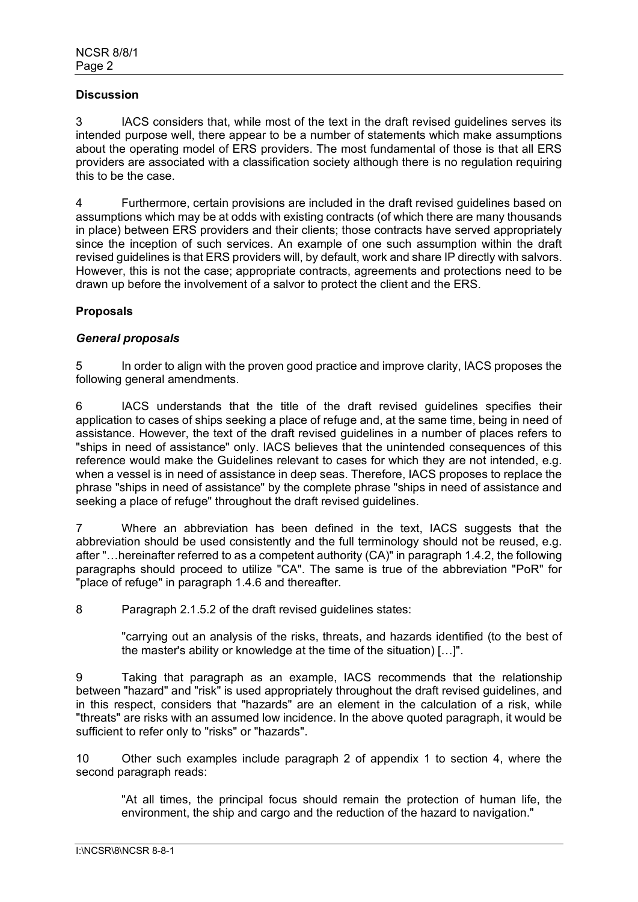### Discussion

3 IACS considers that, while most of the text in the draft revised guidelines serves its intended purpose well, there appear to be a number of statements which make assumptions about the operating model of ERS providers. The most fundamental of those is that all ERS providers are associated with a classification society although there is no regulation requiring this to be the case.

4 Furthermore, certain provisions are included in the draft revised guidelines based on assumptions which may be at odds with existing contracts (of which there are many thousands in place) between ERS providers and their clients; those contracts have served appropriately since the inception of such services. An example of one such assumption within the draft revised guidelines is that ERS providers will, by default, work and share IP directly with salvors. However, this is not the case; appropriate contracts, agreements and protections need to be drawn up before the involvement of a salvor to protect the client and the ERS.

### Proposals

#### *General proposals*

5 In order to align with the proven good practice and improve clarity, IACS proposes the following general amendments.

6 IACS understands that the title of the draft revised guidelines specifies their application to cases of ships seeking a place of refuge and, at the same time, being in need of assistance. However, the text of the draft revised guidelines in a number of places refers to "ships in need of assistance" only. IACS believes that the unintended consequences of this reference would make the Guidelines relevant to cases for which they are not intended, e.g. when a vessel is in need of assistance in deep seas. Therefore, IACS proposes to replace the phrase "ships in need of assistance" by the complete phrase "ships in need of assistance and seeking a place of refuge" throughout the draft revised guidelines.

7 Where an abbreviation has been defined in the text, IACS suggests that the abbreviation should be used consistently and the full terminology should not be reused, e.g. after "…hereinafter referred to as a competent authority (CA)" in paragraph 1.4.2, the following paragraphs should proceed to utilize "CA". The same is true of the abbreviation "PoR" for "place of refuge" in paragraph 1.4.6 and thereafter.

8 Paragraph 2.1.5.2 of the draft revised guidelines states:

> "carrying out an analysis of the risks, threats, and hazards identified (to the best of the master's ability or knowledge at the time of the situation) […]".

9 Taking that paragraph as an example, IACS recommends that the relationship between "hazard" and "risk" is used appropriately throughout the draft revised guidelines, and in this respect, considers that "hazards" are an element in the calculation of a risk, while "threats" are risks with an assumed low incidence. In the above quoted paragraph, it would be sufficient to refer only to "risks" or "hazards".

10 Other such examples include paragraph 2 of appendix 1 to section 4, where the second paragraph reads:

> "At all times, the principal focus should remain the protection of human life, the environment, the ship and cargo and the reduction of the hazard to navigation."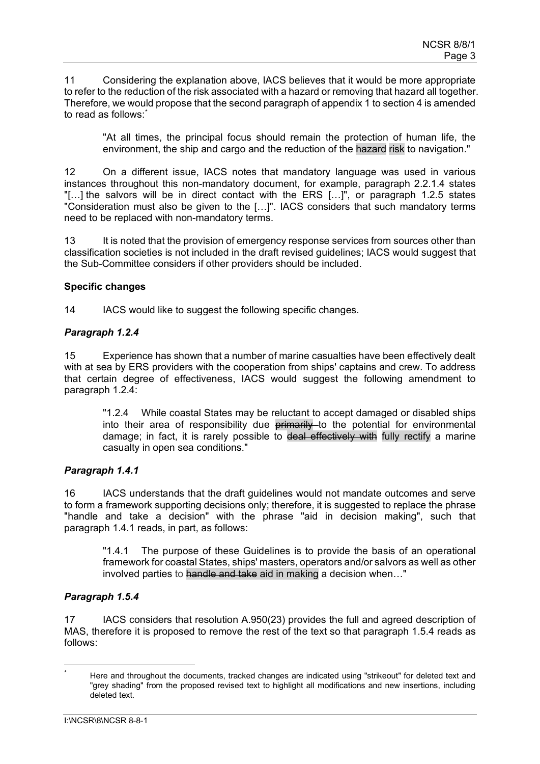11 Considering the explanation above, IACS believes that it would be more appropriate to refer to the reduction of the risk associated with a hazard or removing that hazard all together. Therefore, we would propose that the second paragraph of appendix 1 to section 4 is amended to read as follows:*

> "At all times, the principal focus should remain the protection of human life, the environment, the ship and cargo and the reduction of the ~~hazard~~ risk to navigation."

12 On a different issue, IACS notes that mandatory language was used in various instances throughout this non-mandatory document, for example, paragraph 2.2.1.4 states "[…] the salvors will be in direct contact with the ERS […]", or paragraph 1.2.5 states "Consideration must also be given to the […]". IACS considers that such mandatory terms need to be replaced with non-mandatory terms.

13 It is noted that the provision of emergency response services from sources other than classification societies is not included in the draft revised guidelines; IACS would suggest that the Sub-Committee considers if other providers should be included.

**Specific changes**

14 IACS would like to suggest the following specific changes.

***Paragraph 1.2.4***

15 Experience has shown that a number of marine casualties have been effectively dealt with at sea by ERS providers with the cooperation from ships' captains and crew. To address that certain degree of effectiveness, IACS would suggest the following amendment to paragraph 1.2.4:

> "1.2.4 While coastal States may be reluctant to accept damaged or disabled ships into their area of responsibility due ~~primarily~~ to the potential for environmental damage; in fact, it is rarely possible to ~~deal effectively with~~ fully rectify a marine casualty in open sea conditions."

***Paragraph 1.4.1***

16 IACS understands that the draft guidelines would not mandate outcomes and serve to form a framework supporting decisions only; therefore, it is suggested to replace the phrase "handle and take a decision" with the phrase "aid in decision making", such that paragraph 1.4.1 reads, in part, as follows:

> "1.4.1 The purpose of these Guidelines is to provide the basis of an operational framework for coastal States, ships' masters, operators and/or salvors as well as other involved parties to ~~handle and take~~ aid in making a decision when…"

***Paragraph 1.5.4***

17 IACS considers that resolution A.950(23) provides the full and agreed description of MAS, therefore it is proposed to remove the rest of the text so that paragraph 1.5.4 reads as follows:

---

\* Here and throughout the documents, tracked changes are indicated using "strikeout" for deleted text and "grey shading" from the proposed revised text to highlight all modifications and new insertions, including deleted text.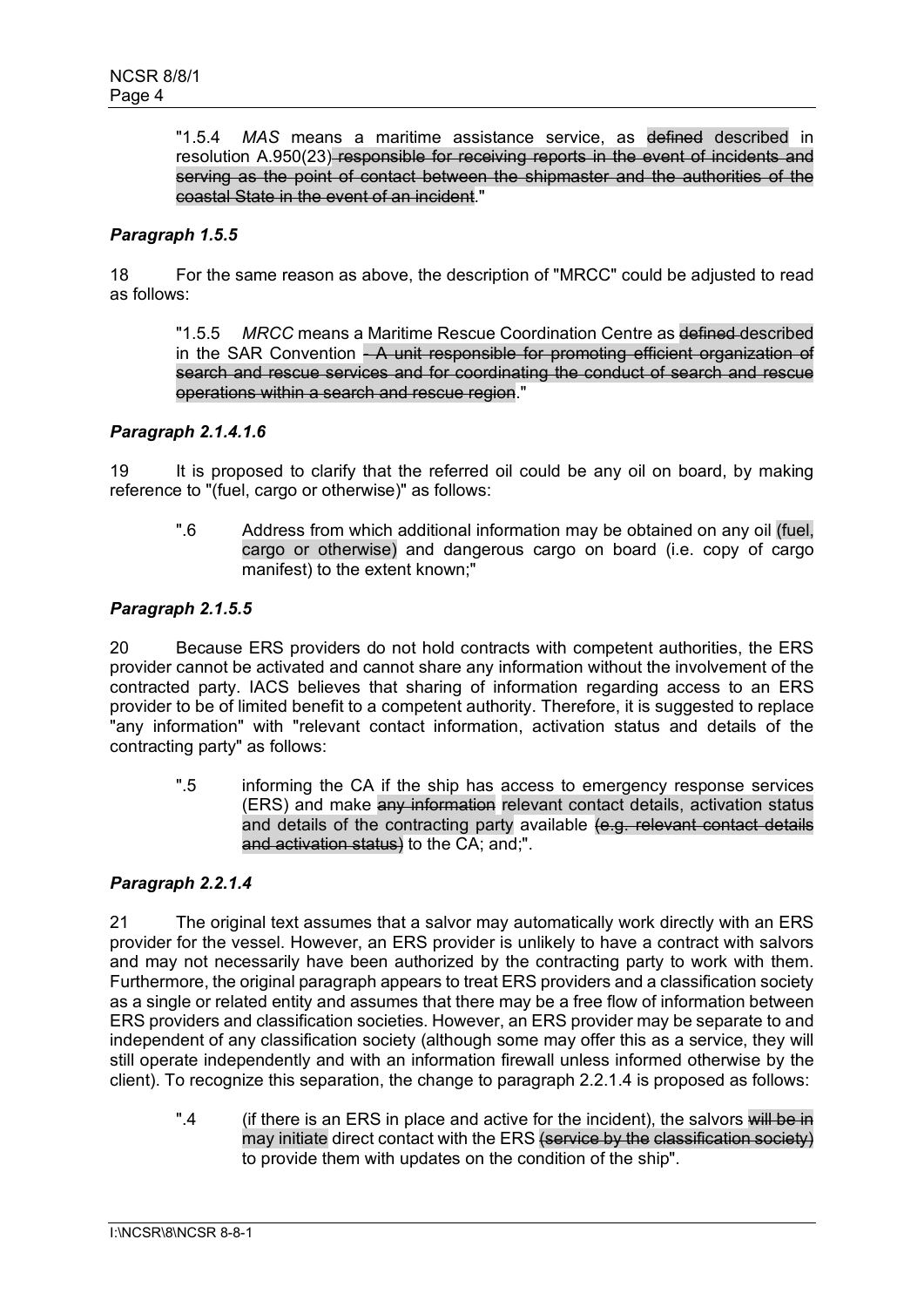"1.5.4 *MAS* means a maritime assistance service, as ~~defined~~ described in resolution A.950(23)~~ responsible for receiving reports in the event of incidents and serving as the point of contact between the shipmaster and the authorities of the coastal State in the event of an incident~~."

### *Paragraph 1.5.5*

18 For the same reason as above, the description of "MRCC" could be adjusted to read as follows:

"1.5.5 *MRCC* means a Maritime Rescue Coordination Centre as ~~defined~~ described in the SAR Convention ~~- A unit responsible for promoting efficient organization of search and rescue services and for coordinating the conduct of search and rescue operations within a search and rescue region~~."

### *Paragraph 2.1.4.1.6*

19 It is proposed to clarify that the referred oil could be any oil on board, by making reference to "(fuel, cargo or otherwise)" as follows:

".6 Address from which additional information may be obtained on any oil (fuel, cargo or otherwise) and dangerous cargo on board (i.e. copy of cargo manifest) to the extent known;"

### *Paragraph 2.1.5.5*

20 Because ERS providers do not hold contracts with competent authorities, the ERS provider cannot be activated and cannot share any information without the involvement of the contracted party. IACS believes that sharing of information regarding access to an ERS provider to be of limited benefit to a competent authority. Therefore, it is suggested to replace "any information" with "relevant contact information, activation status and details of the contracting party" as follows:

".5 informing the CA if the ship has access to emergency response services (ERS) and make ~~any information~~ relevant contact details, activation status and details of the contracting party available ~~(e.g. relevant contact details and activation status)~~ to the CA; and;".

### *Paragraph 2.2.1.4*

21 The original text assumes that a salvor may automatically work directly with an ERS provider for the vessel. However, an ERS provider is unlikely to have a contract with salvors and may not necessarily have been authorized by the contracting party to work with them. Furthermore, the original paragraph appears to treat ERS providers and a classification society as a single or related entity and assumes that there may be a free flow of information between ERS providers and classification societies. However, an ERS provider may be separate to and independent of any classification society (although some may offer this as a service, they will still operate independently and with an information firewall unless informed otherwise by the client). To recognize this separation, the change to paragraph 2.2.1.4 is proposed as follows:

".4 (if there is an ERS in place and active for the incident), the salvors ~~will be in~~ may initiate direct contact with the ERS ~~(service by the classification society)~~ to provide them with updates on the condition of the ship".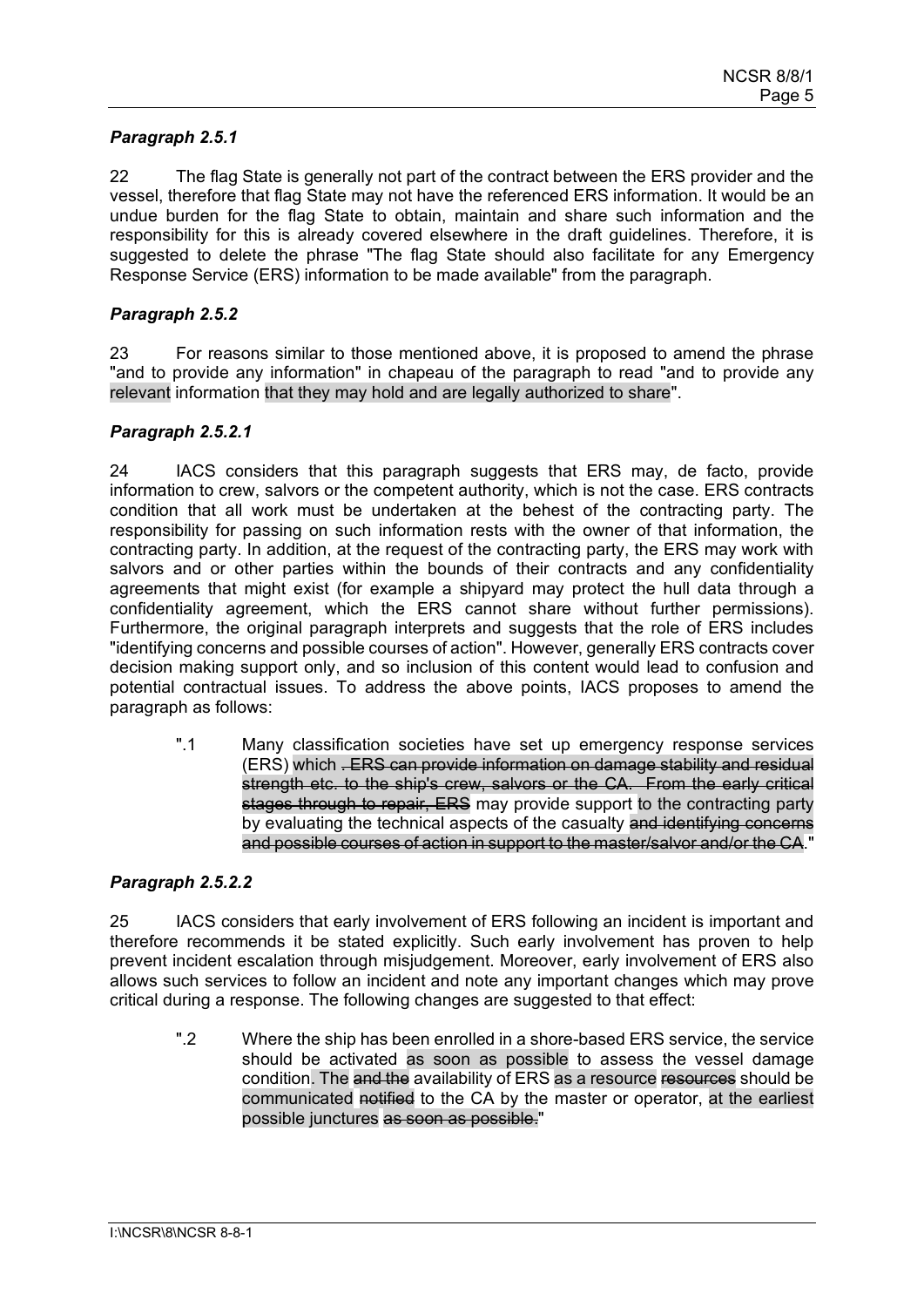### *Paragraph 2.5.1*

22 The flag State is generally not part of the contract between the ERS provider and the vessel, therefore that flag State may not have the referenced ERS information. It would be an undue burden for the flag State to obtain, maintain and share such information and the responsibility for this is already covered elsewhere in the draft guidelines. Therefore, it is suggested to delete the phrase "The flag State should also facilitate for any Emergency Response Service (ERS) information to be made available" from the paragraph.

### *Paragraph 2.5.2*

23 For reasons similar to those mentioned above, it is proposed to amend the phrase "and to provide any information" in chapeau of the paragraph to read "and to provide any relevant information that they may hold and are legally authorized to share".

### *Paragraph 2.5.2.1*

24 IACS considers that this paragraph suggests that ERS may, de facto, provide information to crew, salvors or the competent authority, which is not the case. ERS contracts condition that all work must be undertaken at the behest of the contracting party. The responsibility for passing on such information rests with the owner of that information, the contracting party. In addition, at the request of the contracting party, the ERS may work with salvors and or other parties within the bounds of their contracts and any confidentiality agreements that might exist (for example a shipyard may protect the hull data through a confidentiality agreement, which the ERS cannot share without further permissions). Furthermore, the original paragraph interprets and suggests that the role of ERS includes "identifying concerns and possible courses of action". However, generally ERS contracts cover decision making support only, and so inclusion of this content would lead to confusion and potential contractual issues. To address the above points, IACS proposes to amend the paragraph as follows:

> ".1 Many classification societies have set up emergency response services (ERS) which ~~. ERS can provide information on damage stability and residual strength etc. to the ship's crew, salvors or the CA. From the early critical stages through to repair, ERS~~ may provide support to the contracting party by evaluating the technical aspects of the casualty ~~and identifying concerns and possible courses of action in support to the master/salvor and/or the CA~~."

### *Paragraph 2.5.2.2*

25 IACS considers that early involvement of ERS following an incident is important and therefore recommends it be stated explicitly. Such early involvement has proven to help prevent incident escalation through misjudgement. Moreover, early involvement of ERS also allows such services to follow an incident and note any important changes which may prove critical during a response. The following changes are suggested to that effect:

> ".2 Where the ship has been enrolled in a shore-based ERS service, the service should be activated as soon as possible to assess the vessel damage condition. The ~~and the~~ availability of ERS as a resource ~~resources~~ should be communicated ~~notified~~ to the CA by the master or operator, at the earliest possible junctures ~~as soon as possible.~~"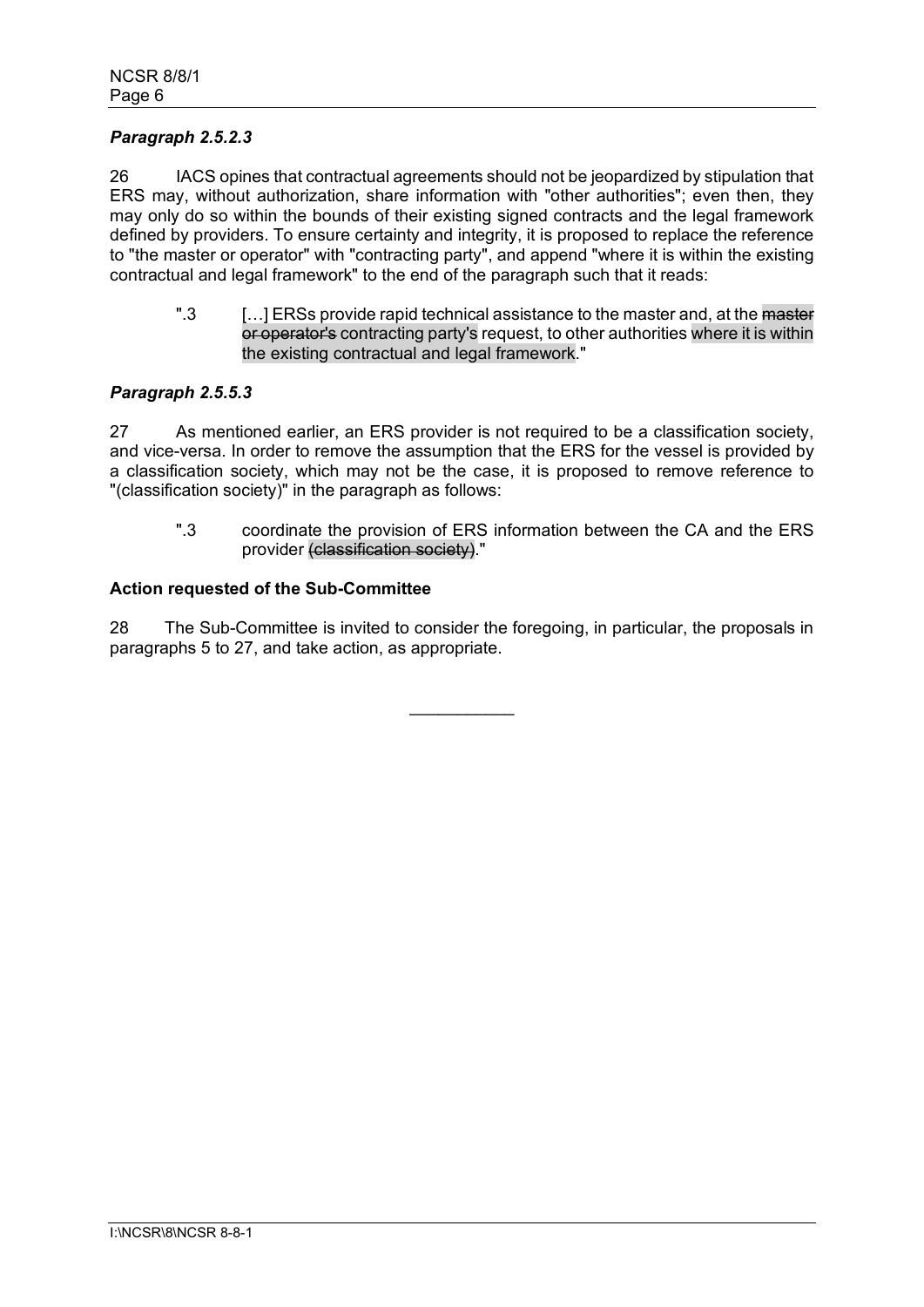### *Paragraph 2.5.2.3*

26 IACS opines that contractual agreements should not be jeopardized by stipulation that ERS may, without authorization, share information with "other authorities"; even then, they may only do so within the bounds of their existing signed contracts and the legal framework defined by providers. To ensure certainty and integrity, it is proposed to replace the reference to "the master or operator" with "contracting party", and append "where it is within the existing contractual and legal framework" to the end of the paragraph such that it reads:

> ".3 […] ERSs provide rapid technical assistance to the master and, at the ~~master or operator's~~ contracting party's request, to other authorities where it is within the existing contractual and legal framework."

### *Paragraph 2.5.5.3*

27 As mentioned earlier, an ERS provider is not required to be a classification society, and vice-versa. In order to remove the assumption that the ERS for the vessel is provided by a classification society, which may not be the case, it is proposed to remove reference to "(classification society)" in the paragraph as follows:

> ".3 coordinate the provision of ERS information between the CA and the ERS provider ~~(classification society)~~."

### Action requested of the Sub-Committee

28 The Sub-Committee is invited to consider the foregoing, in particular, the proposals in paragraphs 5 to 27, and take action, as appropriate.

___________